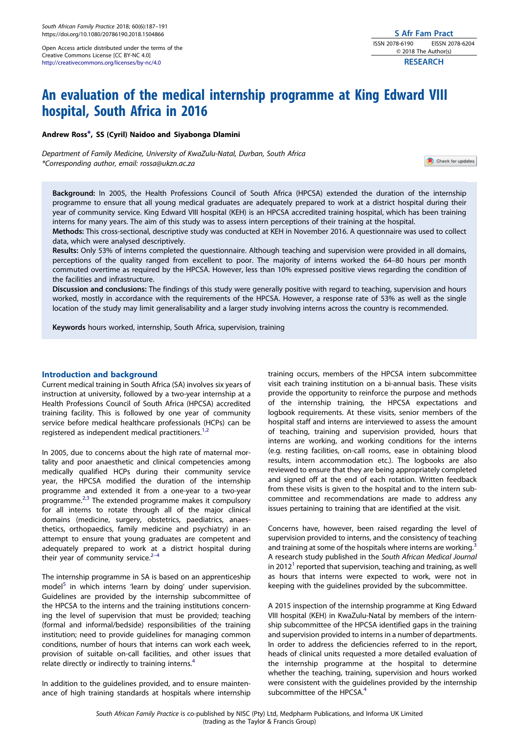Open Access article distributed under the terms of the Creative Commons License [CC BY-NC 4.0] http://creativecommons.org/licenses/by-nc/4.0

RESEARCH

# An evaluation of the medical internship programme at King Edward VIII hospital, South Africa in 2016

**Andrew Ross*, SS (Cyril) Naidoo and Siyabonga Dlamini**

*Department of Family Medicine, University of KwaZulu-Natal, Durban, South Africa*
*\*Corresponding author, email: rossa@ukzn.ac.za*

**Background:** In 2005, the Health Professions Council of South Africa (HPCSA) extended the duration of the internship programme to ensure that all young medical graduates are adequately prepared to work at a district hospital during their year of community service. King Edward VIII hospital (KEH) is an HPCSA accredited training hospital, which has been training interns for many years. The aim of this study was to assess intern perceptions of their training at the hospital.

**Methods:** This cross-sectional, descriptive study was conducted at KEH in November 2016. A questionnaire was used to collect data, which were analysed descriptively.

**Results:** Only 53% of interns completed the questionnaire. Although teaching and supervision were provided in all domains, perceptions of the quality ranged from excellent to poor. The majority of interns worked the 64–80 hours per month commuted overtime as required by the HPCSA. However, less than 10% expressed positive views regarding the condition of the facilities and infrastructure.

**Discussion and conclusions:** The findings of this study were generally positive with regard to teaching, supervision and hours worked, mostly in accordance with the requirements of the HPCSA. However, a response rate of 53% as well as the single location of the study may limit generalisability and a larger study involving interns across the country is recommended.

**Keywords** hours worked, internship, South Africa, supervision, training

## Introduction and background

Current medical training in South Africa (SA) involves six years of instruction at university, followed by a two-year internship at a Health Professions Council of South Africa (HPCSA) accredited training facility. This is followed by one year of community service before medical healthcare professionals (HCPs) can be registered as independent medical practitioners.[1,2]

In 2005, due to concerns about the high rate of maternal mortality and poor anaesthetic and clinical competencies among medically qualified HCPs during their community service year, the HPCSA modified the duration of the internship programme and extended it from a one-year to a two-year programme.[2,3] The extended programme makes it compulsory for all interns to rotate through all of the major clinical domains (medicine, surgery, obstetrics, paediatrics, anaesthetics, orthopaedics, family medicine and psychiatry) in an attempt to ensure that young graduates are competent and adequately prepared to work at a district hospital during their year of community service.[2–4]

The internship programme in SA is based on an apprenticeship model[5] in which interns 'learn by doing' under supervision. Guidelines are provided by the internship subcommittee of the HPCSA to the interns and the training institutions concerning the level of supervision that must be provided; teaching (formal and informal/bedside) responsibilities of the training institution; need to provide guidelines for managing common conditions, number of hours that interns can work each week, provision of suitable on-call facilities, and other issues that relate directly or indirectly to training interns.[4]

In addition to the guidelines provided, and to ensure maintenance of high training standards at hospitals where internship training occurs, members of the HPCSA intern subcommittee visit each training institution on a bi-annual basis. These visits provide the opportunity to reinforce the purpose and methods of the internship training, the HPCSA expectations and logbook requirements. At these visits, senior members of the hospital staff and interns are interviewed to assess the amount of teaching, training and supervision provided, hours that interns are working, and working conditions for the interns (e.g. resting facilities, on-call rooms, ease in obtaining blood results, intern accommodation etc.). The logbooks are also reviewed to ensure that they are being appropriately completed and signed off at the end of each rotation. Written feedback from these visits is given to the hospital and to the intern subcommittee and recommendations are made to address any issues pertaining to training that are identified at the visit.

Concerns have, however, been raised regarding the level of supervision provided to interns, and the consistency of teaching and training at some of the hospitals where interns are working.[3] A research study published in the *South African Medical Journal* in 2012[1] reported that supervision, teaching and training, as well as hours that interns were expected to work, were not in keeping with the guidelines provided by the subcommittee.

A 2015 inspection of the internship programme at King Edward VIII hospital (KEH) in KwaZulu-Natal by members of the internship subcommittee of the HPCSA identified gaps in the training and supervision provided to interns in a number of departments. In order to address the deficiencies referred to in the report, heads of clinical units requested a more detailed evaluation of the internship programme at the hospital to determine whether the teaching, training, supervision and hours worked were consistent with the guidelines provided by the internship subcommittee of the HPCSA.[4]

*South African Family Practice* is co-published by NISC (Pty) Ltd, Medpharm Publications, and Informa UK Limited (trading as the Taylor & Francis Group)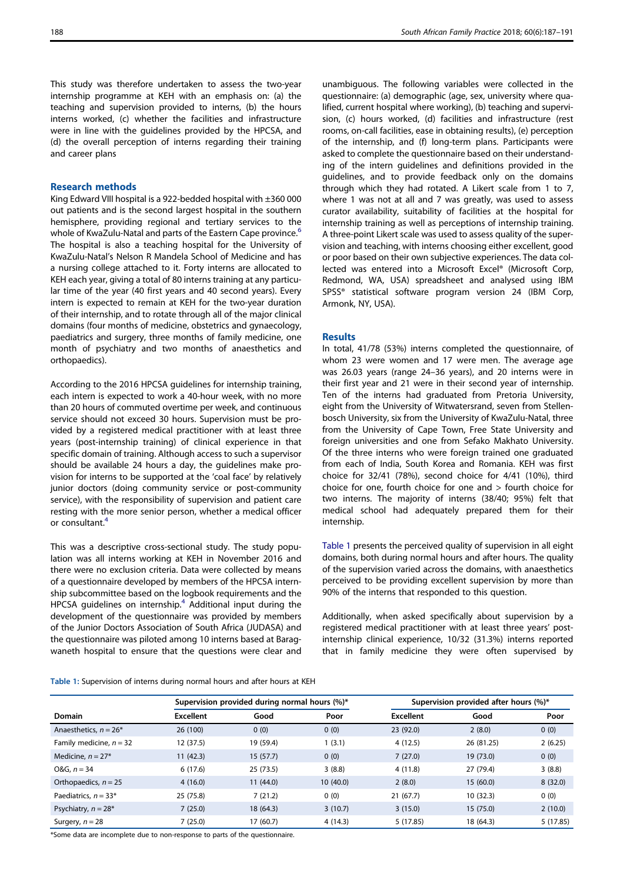This study was therefore undertaken to assess the two-year internship programme at KEH with an emphasis on: (a) the teaching and supervision provided to interns, (b) the hours interns worked, (c) whether the facilities and infrastructure were in line with the guidelines provided by the HPCSA, and (d) the overall perception of interns regarding their training and career plans

## Research methods

King Edward VIII hospital is a 922-bedded hospital with ±360 000 out patients and is the second largest hospital in the southern hemisphere, providing regional and tertiary services to the whole of KwaZulu-Natal and parts of the Eastern Cape province.[6] The hospital is also a teaching hospital for the University of KwaZulu-Natal's Nelson R Mandela School of Medicine and has a nursing college attached to it. Forty interns are allocated to KEH each year, giving a total of 80 interns training at any particular time of the year (40 first years and 40 second years). Every intern is expected to remain at KEH for the two-year duration of their internship, and to rotate through all of the major clinical domains (four months of medicine, obstetrics and gynaecology, paediatrics and surgery, three months of family medicine, one month of psychiatry and two months of anaesthetics and orthopaedics).

According to the 2016 HPCSA guidelines for internship training, each intern is expected to work a 40-hour week, with no more than 20 hours of commuted overtime per week, and continuous service should not exceed 30 hours. Supervision must be provided by a registered medical practitioner with at least three years (post-internship training) of clinical experience in that specific domain of training. Although access to such a supervisor should be available 24 hours a day, the guidelines make provision for interns to be supported at the 'coal face' by relatively junior doctors (doing community service or post-community service), with the responsibility of supervision and patient care resting with the more senior person, whether a medical officer or consultant.[4]

This was a descriptive cross-sectional study. The study population was all interns working at KEH in November 2016 and there were no exclusion criteria. Data were collected by means of a questionnaire developed by members of the HPCSA internship subcommittee based on the logbook requirements and the HPCSA guidelines on internship.[4] Additional input during the development of the questionnaire was provided by members of the Junior Doctors Association of South Africa (JUDASA) and the questionnaire was piloted among 10 interns based at Baragwaneth hospital to ensure that the questions were clear and unambiguous. The following variables were collected in the questionnaire: (a) demographic (age, sex, university where qualified, current hospital where working), (b) teaching and supervision, (c) hours worked, (d) facilities and infrastructure (rest rooms, on-call facilities, ease in obtaining results), (e) perception of the internship, and (f) long-term plans. Participants were asked to complete the questionnaire based on their understanding of the intern guidelines and definitions provided in the guidelines, and to provide feedback only on the domains through which they had rotated. A Likert scale from 1 to 7, where 1 was not at all and 7 was greatly, was used to assess curator availability, suitability of facilities at the hospital for internship training as well as perceptions of internship training. A three-point Likert scale was used to assess quality of the supervision and teaching, with interns choosing either excellent, good or poor based on their own subjective experiences. The data collected was entered into a Microsoft Excel® (Microsoft Corp, Redmond, WA, USA) spreadsheet and analysed using IBM SPSS® statistical software program version 24 (IBM Corp, Armonk, NY, USA).

## Results

In total, 41/78 (53%) interns completed the questionnaire, of whom 23 were women and 17 were men. The average age was 26.03 years (range 24–36 years), and 20 interns were in their first year and 21 were in their second year of internship. Ten of the interns had graduated from Pretoria University, eight from the University of Witwatersrand, seven from Stellenbosch University, six from the University of KwaZulu-Natal, three from the University of Cape Town, Free State University and foreign universities and one from Sefako Makhato University. Of the three interns who were foreign trained one graduated from each of India, South Korea and Romania. KEH was first choice for 32/41 (78%), second choice for 4/41 (10%), third choice for one, fourth choice for one and > fourth choice for two interns. The majority of interns (38/40; 95%) felt that medical school had adequately prepared them for their internship.

Table 1 presents the perceived quality of supervision in all eight domains, both during normal hours and after hours. The quality of the supervision varied across the domains, with anaesthetics perceived to be providing excellent supervision by more than 90% of the interns that responded to this question.

Additionally, when asked specifically about supervision by a registered medical practitioner with at least three years' post-internship clinical experience, 10/32 (31.3%) interns reported that in family medicine they were often supervised by

Table 1: Supervision of interns during normal hours and after hours at KEH

| | Supervision provided during normal hours (%)* | | | Supervision provided after hours (%)* | | |
|---|---|---|---|---|---|---|
| Domain | Excellent | Good | Poor | Excellent | Good | Poor |
| Anaesthetics, $n = 26$* | 26 (100) | 0 (0) | 0 (0) | 23 (92.0) | 2 (8.0) | 0 (0) |
| Family medicine, $n = 32$ | 12 (37.5) | 19 (59.4) | 1 (3.1) | 4 (12.5) | 26 (81.25) | 2 (6.25) |
| Medicine, $n = 27$* | 11 (42.3) | 15 (57.7) | 0 (0) | 7 (27.0) | 19 (73.0) | 0 (0) |
| O&G, $n = 34$ | 6 (17.6) | 25 (73.5) | 3 (8.8) | 4 (11.8) | 27 (79.4) | 3 (8.8) |
| Orthopaedics, $n = 25$ | 4 (16.0) | 11 (44.0) | 10 (40.0) | 2 (8.0) | 15 (60.0) | 8 (32.0) |
| Paediatrics, $n = 33$* | 25 (75.8) | 7 (21.2) | 0 (0) | 21 (67.7) | 10 (32.3) | 0 (0) |
| Psychiatry, $n = 28$* | 7 (25.0) | 18 (64.3) | 3 (10.7) | 3 (15.0) | 15 (75.0) | 2 (10.0) |
| Surgery, $n = 28$ | 7 (25.0) | 17 (60.7) | 4 (14.3) | 5 (17.85) | 18 (64.3) | 5 (17.85) |

*Some data are incomplete due to non-response to parts of the questionnaire.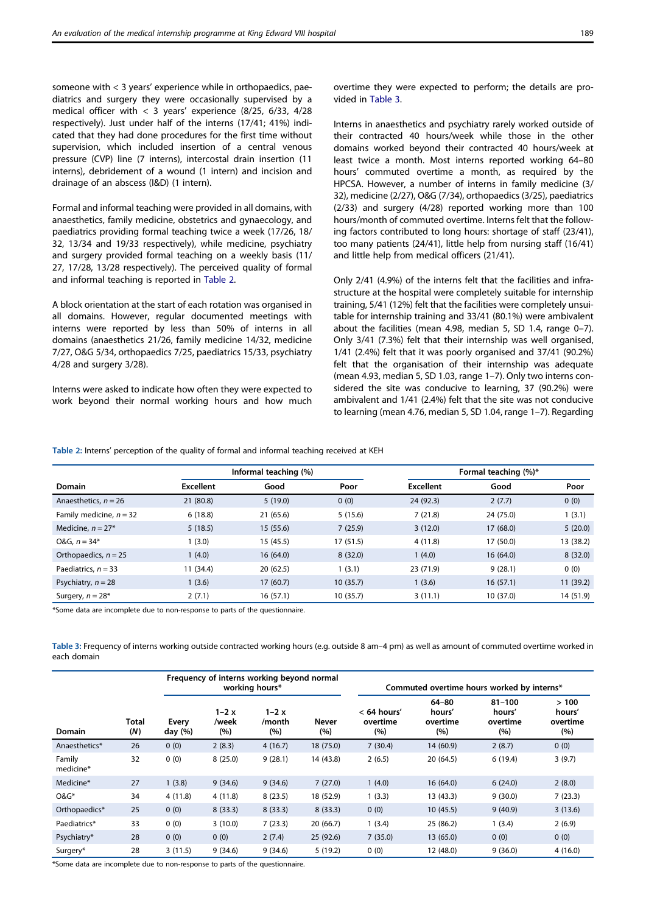someone with < 3 years' experience while in orthopaedics, paediatrics and surgery they were occasionally supervised by a medical officer with < 3 years' experience (8/25, 6/33, 4/28 respectively). Just under half of the interns (17/41; 41%) indicated that they had done procedures for the first time without supervision, which included insertion of a central venous pressure (CVP) line (7 interns), intercostal drain insertion (11 interns), debridement of a wound (1 intern) and incision and drainage of an abscess (I&D) (1 intern).

Formal and informal teaching were provided in all domains, with anaesthetics, family medicine, obstetrics and gynaecology, and paediatrics providing formal teaching twice a week (17/26, 18/32, 13/34 and 19/33 respectively), while medicine, psychiatry and surgery provided formal teaching on a weekly basis (11/27, 17/28, 13/28 respectively). The perceived quality of formal and informal teaching is reported in Table 2.

A block orientation at the start of each rotation was organised in all domains. However, regular documented meetings with interns were reported by less than 50% of interns in all domains (anaesthetics 21/26, family medicine 14/32, medicine 7/27, O&G 5/34, orthopaedics 7/25, paediatrics 15/33, psychiatry 4/28 and surgery 3/28).

Interns were asked to indicate how often they were expected to work beyond their normal working hours and how much overtime they were expected to perform; the details are provided in Table 3.

Interns in anaesthetics and psychiatry rarely worked outside of their contracted 40 hours/week while those in the other domains worked beyond their contracted 40 hours/week at least twice a month. Most interns reported working 64–80 hours' commuted overtime a month, as required by the HPCSA. However, a number of interns in family medicine (3/32), medicine (2/27), O&G (7/34), orthopaedics (3/25), paediatrics (2/33) and surgery (4/28) reported working more than 100 hours/month of commuted overtime. Interns felt that the following factors contributed to long hours: shortage of staff (23/41), too many patients (24/41), little help from nursing staff (16/41) and little help from medical officers (21/41).

Only 2/41 (4.9%) of the interns felt that the facilities and infrastructure at the hospital were completely suitable for internship training, 5/41 (12%) felt that the facilities were completely unsuitable for internship training and 33/41 (80.1%) were ambivalent about the facilities (mean 4.98, median 5, SD 1.4, range 0–7). Only 3/41 (7.3%) felt that their internship was well organised, 1/41 (2.4%) felt that it was poorly organised and 37/41 (90.2%) felt that the organisation of their internship was adequate (mean 4.93, median 5, SD 1.03, range 1–7). Only two interns considered the site was conducive to learning, 37 (90.2%) were ambivalent and 1/41 (2.4%) felt that the site was not conducive to learning (mean 4.76, median 5, SD 1.04, range 1–7). Regarding

Table 2: Interns' perception of the quality of formal and informal teaching received at KEH

| Domain | Informal teaching (%) | | | Formal teaching (%)* | | |
|---|---|---|---|---|---|---|
| | Excellent | Good | Poor | Excellent | Good | Poor |
| Anaesthetics, n = 26 | 21 (80.8) | 5 (19.0) | 0 (0) | 24 (92.3) | 2 (7.7) | 0 (0) |
| Family medicine, n = 32 | 6 (18.8) | 21 (65.6) | 5 (15.6) | 7 (21.8) | 24 (75.0) | 1 (3.1) |
| Medicine, n = 27* | 5 (18.5) | 15 (55.6) | 7 (25.9) | 3 (12.0) | 17 (68.0) | 5 (20.0) |
| O&G, n = 34* | 1 (3.0) | 15 (45.5) | 17 (51.5) | 4 (11.8) | 17 (50.0) | 13 (38.2) |
| Orthopaedics, n = 25 | 1 (4.0) | 16 (64.0) | 8 (32.0) | 1 (4.0) | 16 (64.0) | 8 (32.0) |
| Paediatrics, n = 33 | 11 (34.4) | 20 (62.5) | 1 (3.1) | 23 (71.9) | 9 (28.1) | 0 (0) |
| Psychiatry, n = 28 | 1 (3.6) | 17 (60.7) | 10 (35.7) | 1 (3.6) | 16 (57.1) | 11 (39.2) |
| Surgery, n = 28* | 2 (7.1) | 16 (57.1) | 10 (35.7) | 3 (11.1) | 10 (37.0) | 14 (51.9) |

*Some data are incomplete due to non-response to parts of the questionnaire.

Table 3: Frequency of interns working outside contracted working hours (e.g. outside 8 am–4 pm) as well as amount of commuted overtime worked in each domain

| Domain | Total (N) | Frequency of interns working beyond normal working hours* | | | | Commuted overtime hours worked by interns* | | | |
|---|---|---|---|---|---|---|---|---|---|
| | | Every day (%) | 1–2 x /week (%) | 1–2 x /month (%) | Never (%) | < 64 hours' overtime (%) | 64–80 hours' overtime (%) | 81–100 hours' overtime (%) | > 100 hours' overtime (%) |
| Anaesthetics* | 26 | 0 (0) | 2 (8.3) | 4 (16.7) | 18 (75.0) | 7 (30.4) | 14 (60.9) | 2 (8.7) | 0 (0) |
| Family medicine* | 32 | 0 (0) | 8 (25.0) | 9 (28.1) | 14 (43.8) | 2 (6.5) | 20 (64.5) | 6 (19.4) | 3 (9.7) |
| Medicine* | 27 | 1 (3.8) | 9 (34.6) | 9 (34.6) | 7 (27.0) | 1 (4.0) | 16 (64.0) | 6 (24.0) | 2 (8.0) |
| O&G* | 34 | 4 (11.8) | 4 (11.8) | 8 (23.5) | 18 (52.9) | 1 (3.3) | 13 (43.3) | 9 (30.0) | 7 (23.3) |
| Orthopaedics* | 25 | 0 (0) | 8 (33.3) | 8 (33.3) | 8 (33.3) | 0 (0) | 10 (45.5) | 9 (40.9) | 3 (13.6) |
| Paediatrics* | 33 | 0 (0) | 3 (10.0) | 7 (23.3) | 20 (66.7) | 1 (3.4) | 25 (86.2) | 1 (3.4) | 2 (6.9) |
| Psychiatry* | 28 | 0 (0) | 0 (0) | 2 (7.4) | 25 (92.6) | 7 (35.0) | 13 (65.0) | 0 (0) | 0 (0) |
| Surgery* | 28 | 3 (11.5) | 9 (34.6) | 9 (34.6) | 5 (19.2) | 0 (0) | 12 (48.0) | 9 (36.0) | 4 (16.0) |

*Some data are incomplete due to non-response to parts of the questionnaire.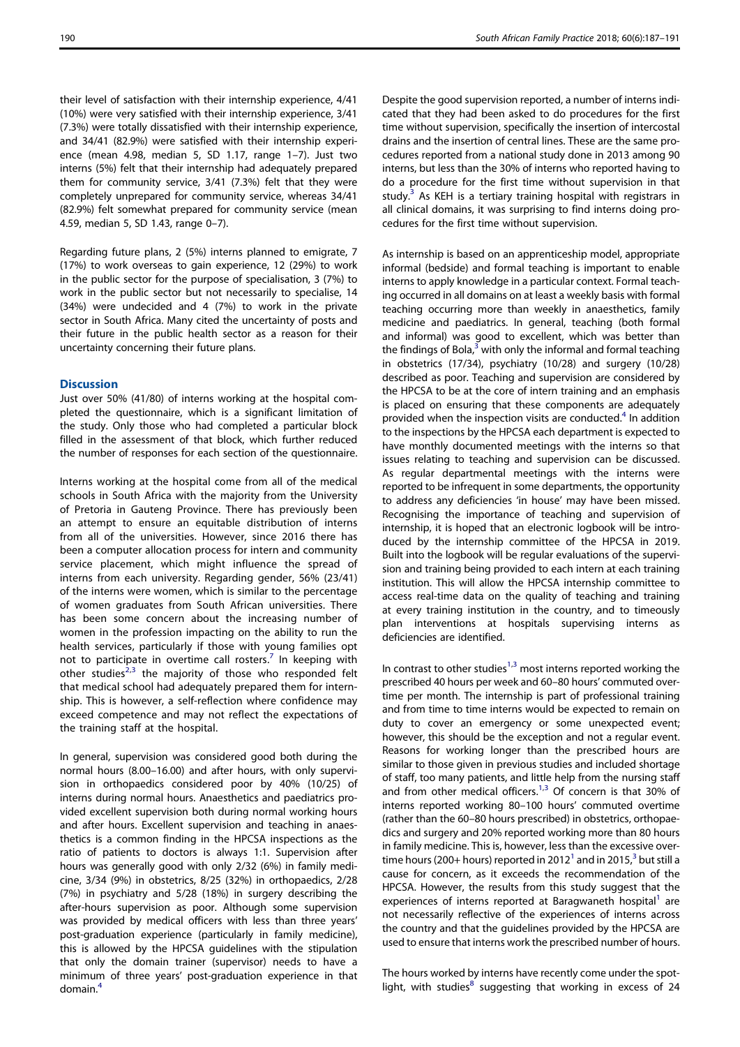their level of satisfaction with their internship experience, 4/41 (10%) were very satisfied with their internship experience, 3/41 (7.3%) were totally dissatisfied with their internship experience, and 34/41 (82.9%) were satisfied with their internship experience (mean 4.98, median 5, SD 1.17, range 1–7). Just two interns (5%) felt that their internship had adequately prepared them for community service, 3/41 (7.3%) felt that they were completely unprepared for community service, whereas 34/41 (82.9%) felt somewhat prepared for community service (mean 4.59, median 5, SD 1.43, range 0–7).

Regarding future plans, 2 (5%) interns planned to emigrate, 7 (17%) to work overseas to gain experience, 12 (29%) to work in the public sector for the purpose of specialisation, 3 (7%) to work in the public sector but not necessarily to specialise, 14 (34%) were undecided and 4 (7%) to work in the private sector in South Africa. Many cited the uncertainty of posts and their future in the public health sector as a reason for their uncertainty concerning their future plans.

## Discussion

Just over 50% (41/80) of interns working at the hospital completed the questionnaire, which is a significant limitation of the study. Only those who had completed a particular block filled in the assessment of that block, which further reduced the number of responses for each section of the questionnaire.

Interns working at the hospital come from all of the medical schools in South Africa with the majority from the University of Pretoria in Gauteng Province. There has previously been an attempt to ensure an equitable distribution of interns from all of the universities. However, since 2016 there has been a computer allocation process for intern and community service placement, which might influence the spread of interns from each university. Regarding gender, 56% (23/41) of the interns were women, which is similar to the percentage of women graduates from South African universities. There has been some concern about the increasing number of women in the profession impacting on the ability to run the health services, particularly if those with young families opt not to participate in overtime call rosters.[7] In keeping with other studies[2,3] the majority of those who responded felt that medical school had adequately prepared them for internship. This is however, a self-reflection where confidence may exceed competence and may not reflect the expectations of the training staff at the hospital.

In general, supervision was considered good both during the normal hours (8.00–16.00) and after hours, with only supervision in orthopaedics considered poor by 40% (10/25) of interns during normal hours. Anaesthetics and paediatrics provided excellent supervision both during normal working hours and after hours. Excellent supervision and teaching in anaesthetics is a common finding in the HPCSA inspections as the ratio of patients to doctors is always 1:1. Supervision after hours was generally good with only 2/32 (6%) in family medicine, 3/34 (9%) in obstetrics, 8/25 (32%) in orthopaedics, 2/28 (7%) in psychiatry and 5/28 (18%) in surgery describing the after-hours supervision as poor. Although some supervision was provided by medical officers with less than three years' post-graduation experience (particularly in family medicine), this is allowed by the HPCSA guidelines with the stipulation that only the domain trainer (supervisor) needs to have a minimum of three years' post-graduation experience in that domain.[4]

Despite the good supervision reported, a number of interns indicated that they had been asked to do procedures for the first time without supervision, specifically the insertion of intercostal drains and the insertion of central lines. These are the same procedures reported from a national study done in 2013 among 90 interns, but less than the 30% of interns who reported having to do a procedure for the first time without supervision in that study.[3] As KEH is a tertiary training hospital with registrars in all clinical domains, it was surprising to find interns doing procedures for the first time without supervision.

As internship is based on an apprenticeship model, appropriate informal (bedside) and formal teaching is important to enable interns to apply knowledge in a particular context. Formal teaching occurred in all domains on at least a weekly basis with formal teaching occurring more than weekly in anaesthetics, family medicine and paediatrics. In general, teaching (both formal and informal) was good to excellent, which was better than the findings of Bola,[3] with only the informal and formal teaching in obstetrics (17/34), psychiatry (10/28) and surgery (10/28) described as poor. Teaching and supervision are considered by the HPCSA to be at the core of intern training and an emphasis is placed on ensuring that these components are adequately provided when the inspection visits are conducted.[4] In addition to the inspections by the HPCSA each department is expected to have monthly documented meetings with the interns so that issues relating to teaching and supervision can be discussed. As regular departmental meetings with the interns were reported to be infrequent in some departments, the opportunity to address any deficiencies 'in house' may have been missed. Recognising the importance of teaching and supervision of internship, it is hoped that an electronic logbook will be introduced by the internship committee of the HPCSA in 2019. Built into the logbook will be regular evaluations of the supervision and training being provided to each intern at each training institution. This will allow the HPCSA internship committee to access real-time data on the quality of teaching and training at every training institution in the country, and to timeously plan interventions at hospitals supervising interns as deficiencies are identified.

In contrast to other studies[1,3] most interns reported working the prescribed 40 hours per week and 60–80 hours' commuted overtime per month. The internship is part of professional training and from time to time interns would be expected to remain on duty to cover an emergency or some unexpected event; however, this should be the exception and not a regular event. Reasons for working longer than the prescribed hours are similar to those given in previous studies and included shortage of staff, too many patients, and little help from the nursing staff and from other medical officers.[1,3] Of concern is that 30% of interns reported working 80–100 hours' commuted overtime (rather than the 60–80 hours prescribed) in obstetrics, orthopaedics and surgery and 20% reported working more than 80 hours in family medicine. This is, however, less than the excessive overtime hours (200+ hours) reported in 2012[1] and in 2015,[3] but still a cause for concern, as it exceeds the recommendation of the HPCSA. However, the results from this study suggest that the experiences of interns reported at Baragwaneth hospital[1] are not necessarily reflective of the experiences of interns across the country and that the guidelines provided by the HPCSA are used to ensure that interns work the prescribed number of hours.

The hours worked by interns have recently come under the spotlight, with studies[8] suggesting that working in excess of 24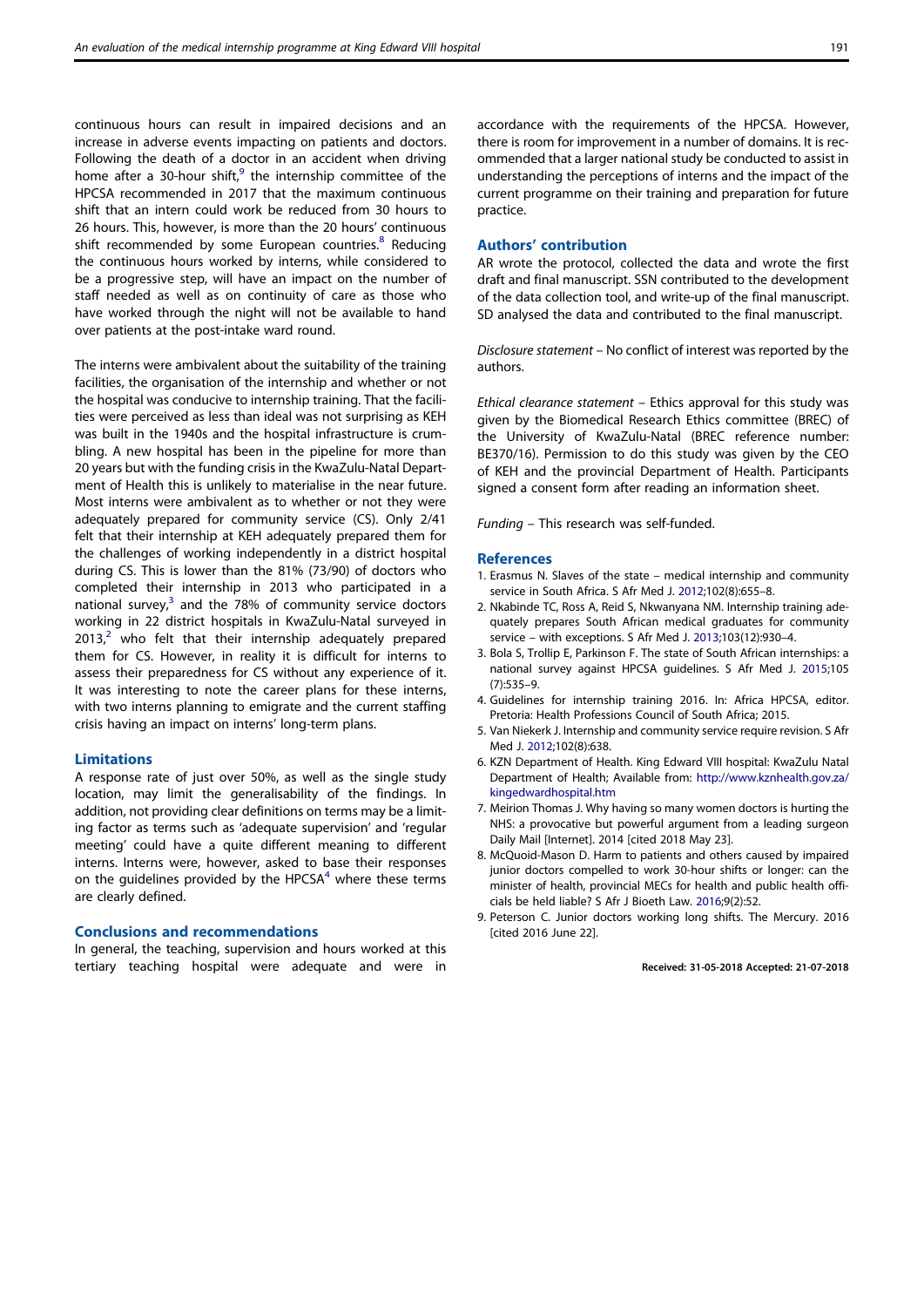continuous hours can result in impaired decisions and an increase in adverse events impacting on patients and doctors. Following the death of a doctor in an accident when driving home after a 30-hour shift,[9] the internship committee of the HPCSA recommended in 2017 that the maximum continuous shift that an intern could work be reduced from 30 hours to 26 hours. This, however, is more than the 20 hours' continuous shift recommended by some European countries.[8] Reducing the continuous hours worked by interns, while considered to be a progressive step, will have an impact on the number of staff needed as well as on continuity of care as those who have worked through the night will not be available to hand over patients at the post-intake ward round.

The interns were ambivalent about the suitability of the training facilities, the organisation of the internship and whether or not the hospital was conducive to internship training. That the facilities were perceived as less than ideal was not surprising as KEH was built in the 1940s and the hospital infrastructure is crumbling. A new hospital has been in the pipeline for more than 20 years but with the funding crisis in the KwaZulu-Natal Department of Health this is unlikely to materialise in the near future. Most interns were ambivalent as to whether or not they were adequately prepared for community service (CS). Only 2/41 felt that their internship at KEH adequately prepared them for the challenges of working independently in a district hospital during CS. This is lower than the 81% (73/90) of doctors who completed their internship in 2013 who participated in a national survey,[3] and the 78% of community service doctors working in 22 district hospitals in KwaZulu-Natal surveyed in 2013,[2] who felt that their internship adequately prepared them for CS. However, in reality it is difficult for interns to assess their preparedness for CS without any experience of it. It was interesting to note the career plans for these interns, with two interns planning to emigrate and the current staffing crisis having an impact on interns' long-term plans.

## Limitations

A response rate of just over 50%, as well as the single study location, may limit the generalisability of the findings. In addition, not providing clear definitions on terms may be a limiting factor as terms such as 'adequate supervision' and 'regular meeting' could have a quite different meaning to different interns. Interns were, however, asked to base their responses on the guidelines provided by the HPCSA[4] where these terms are clearly defined.

## Conclusions and recommendations

In general, the teaching, supervision and hours worked at this tertiary teaching hospital were adequate and were in accordance with the requirements of the HPCSA. However, there is room for improvement in a number of domains. It is recommended that a larger national study be conducted to assist in understanding the perceptions of interns and the impact of the current programme on their training and preparation for future practice.

## Authors' contribution

AR wrote the protocol, collected the data and wrote the first draft and final manuscript. SSN contributed to the development of the data collection tool, and write-up of the final manuscript. SD analysed the data and contributed to the final manuscript.

*Disclosure statement* – No conflict of interest was reported by the authors.

*Ethical clearance statement* – Ethics approval for this study was given by the Biomedical Research Ethics committee (BREC) of the University of KwaZulu-Natal (BREC reference number: BE370/16). Permission to do this study was given by the CEO of KEH and the provincial Department of Health. Participants signed a consent form after reading an information sheet.

*Funding* – This research was self-funded.

## References

1. Erasmus N. Slaves of the state – medical internship and community service in South Africa. S Afr Med J. 2012;102(8):655–8.
2. Nkabinde TC, Ross A, Reid S, Nkwanyana NM. Internship training adequately prepares South African medical graduates for community service – with exceptions. S Afr Med J. 2013;103(12):930–4.
3. Bola S, Trollip E, Parkinson F. The state of South African internships: a national survey against HPCSA guidelines. S Afr Med J. 2015;105 (7):535–9.
4. Guidelines for internship training 2016. In: Africa HPCSA, editor. Pretoria: Health Professions Council of South Africa; 2015.
5. Van Niekerk J. Internship and community service require revision. S Afr Med J. 2012;102(8):638.
6. KZN Department of Health. King Edward VIII hospital: KwaZulu Natal Department of Health; Available from: http://www.kznhealth.gov.za/kingedwardhospital.htm
7. Meirion Thomas J. Why having so many women doctors is hurting the NHS: a provocative but powerful argument from a leading surgeon Daily Mail [Internet]. 2014 [cited 2018 May 23].
8. McQuoid-Mason D. Harm to patients and others caused by impaired junior doctors compelled to work 30-hour shifts or longer: can the minister of health, provincial MECs for health and public health officials be held liable? S Afr J Bioeth Law. 2016;9(2):52.
9. Peterson C. Junior doctors working long shifts. The Mercury. 2016 [cited 2016 June 22].

**Received: 31-05-2018 Accepted: 21-07-2018**